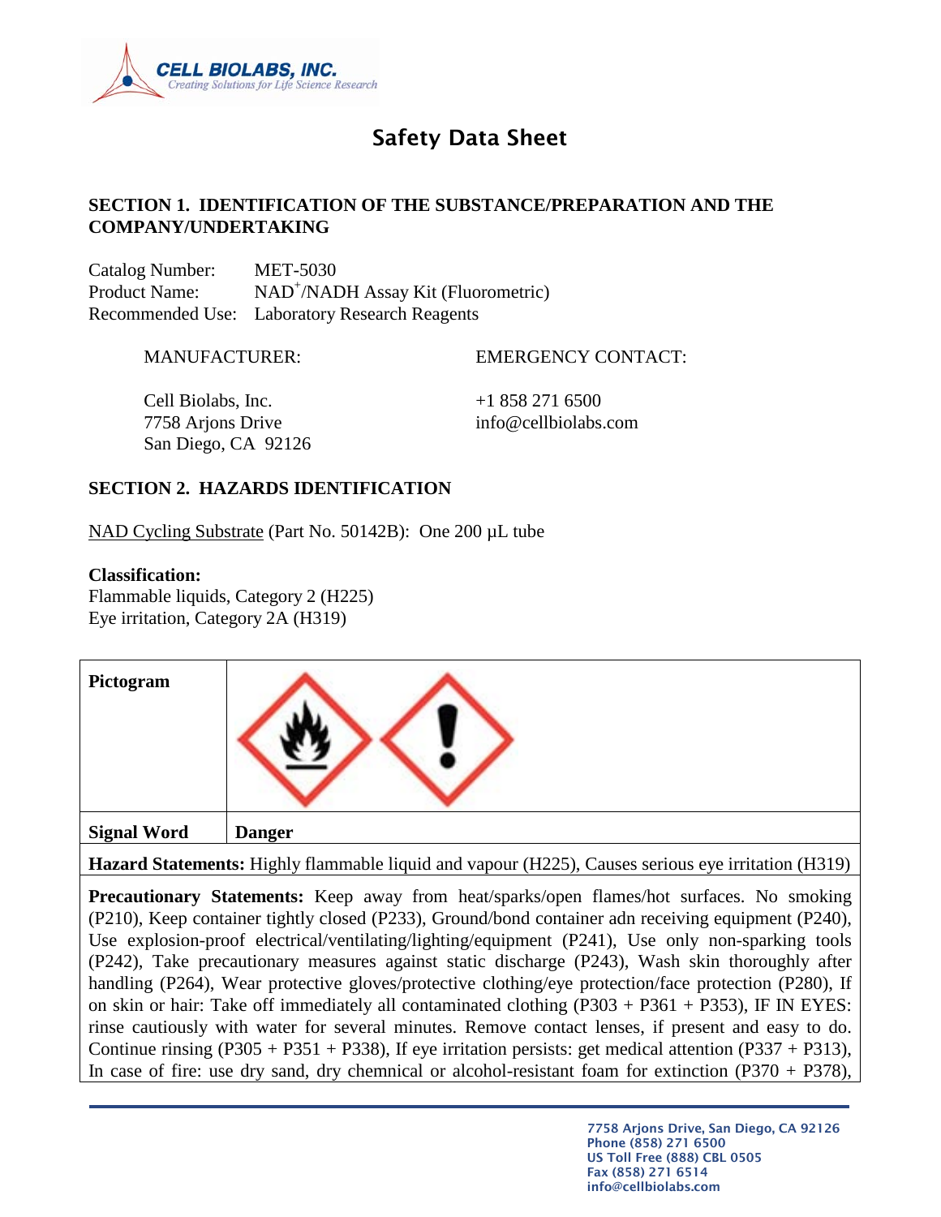# Safety Data Sheet

## SECTION 1. IDENTIFICATION OF THE SUBSTANCE/PREPARATION AND THE COMPANY/UNDERTAKING

Catalog Number: MET-5030
Product Name: $NAD^+$/NADH Assay Kit (Fluorometric)
Recommended Use: Laboratory Research Reagents

MANUFACTURER:

Cell Biolabs, Inc.
7758 Arjons Drive
San Diego, CA 92126

EMERGENCY CONTACT:

+1 858 271 6500
info@cellbiolabs.com

## SECTION 2. HAZARDS IDENTIFICATION

NAD Cycling Substrate (Part No. 50142B): One 200 µL tube

**Classification:**
Flammable liquids, Category 2 (H225)
Eye irritation, Category 2A (H319)

| **Pictogram** | |
|---|---|
| **Signal Word** | **Danger** |

**Hazard Statements:** Highly flammable liquid and vapour (H225), Causes serious eye irritation (H319)

**Precautionary Statements:** Keep away from heat/sparks/open flames/hot surfaces. No smoking (P210), Keep container tightly closed (P233), Ground/bond container adn receiving equipment (P240), Use explosion-proof electrical/ventilating/lighting/equipment (P241), Use only non-sparking tools (P242), Take precautionary measures against static discharge (P243), Wash skin thoroughly after handling (P264), Wear protective gloves/protective clothing/eye protection/face protection (P280), If on skin or hair: Take off immediately all contaminated clothing (P303 + P361 + P353), IF IN EYES: rinse cautiously with water for several minutes. Remove contact lenses, if present and easy to do. Continue rinsing (P305 + P351 + P338), If eye irritation persists: get medical attention (P337 + P313), In case of fire: use dry sand, dry chemnical or alcohol-resistant foam for extinction (P370 + P378),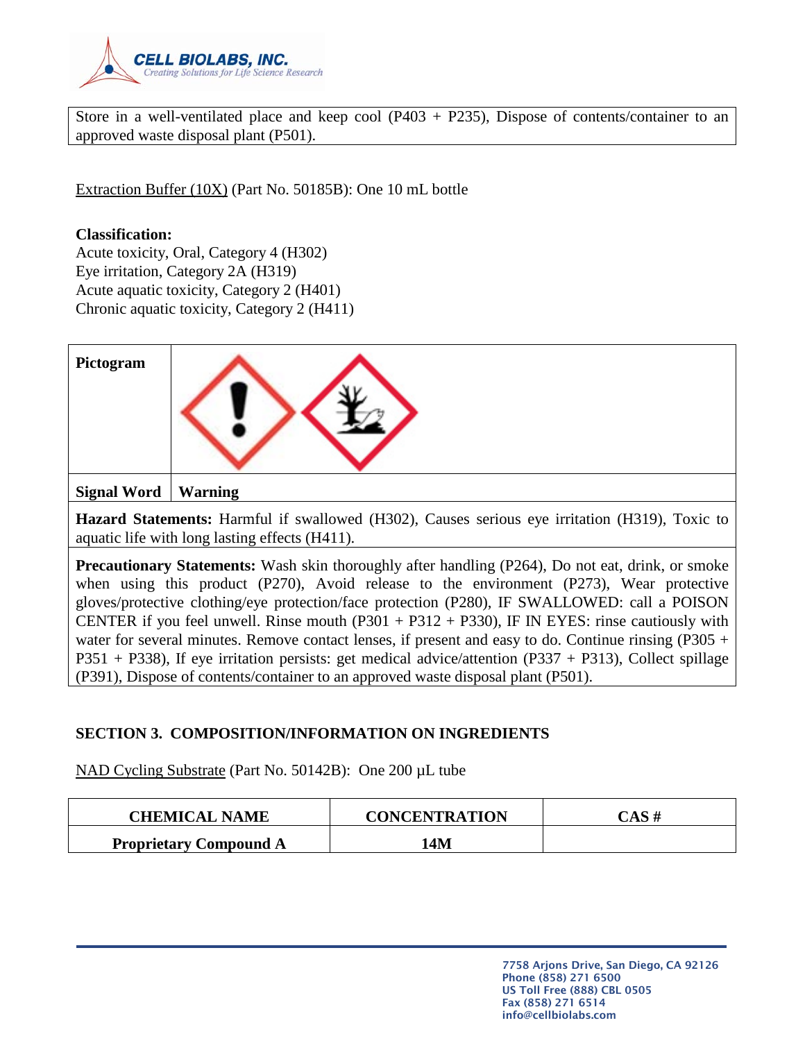| Store in a well-ventilated place and keep cool (P403 + P235), Dispose of contents/container to an approved waste disposal plant (P501). |
|---|

Extraction Buffer (10X) (Part No. 50185B): One 10 mL bottle

**Classification:**
Acute toxicity, Oral, Category 4 (H302)
Eye irritation, Category 2A (H319)
Acute aquatic toxicity, Category 2 (H401)
Chronic aquatic toxicity, Category 2 (H411)

| **Pictogram** | |
|---|---|
| **Signal Word** | **Warning** |
| **Hazard Statements:** Harmful if swallowed (H302), Causes serious eye irritation (H319), Toxic to aquatic life with long lasting effects (H411). | |
| **Precautionary Statements:** Wash skin thoroughly after handling (P264), Do not eat, drink, or smoke when using this product (P270), Avoid release to the environment (P273), Wear protective gloves/protective clothing/eye protection/face protection (P280), IF SWALLOWED: call a POISON CENTER if you feel unwell. Rinse mouth (P301 + P312 + P330), IF IN EYES: rinse cautiously with water for several minutes. Remove contact lenses, if present and easy to do. Continue rinsing (P305 + P351 + P338), If eye irritation persists: get medical advice/attention (P337 + P313), Collect spillage (P391), Dispose of contents/container to an approved waste disposal plant (P501). | |

## SECTION 3. COMPOSITION/INFORMATION ON INGREDIENTS

NAD Cycling Substrate (Part No. 50142B): One 200 µL tube

| CHEMICAL NAME | CONCENTRATION | CAS # |
|---|---|---|
| **Proprietary Compound A** | **14M** | |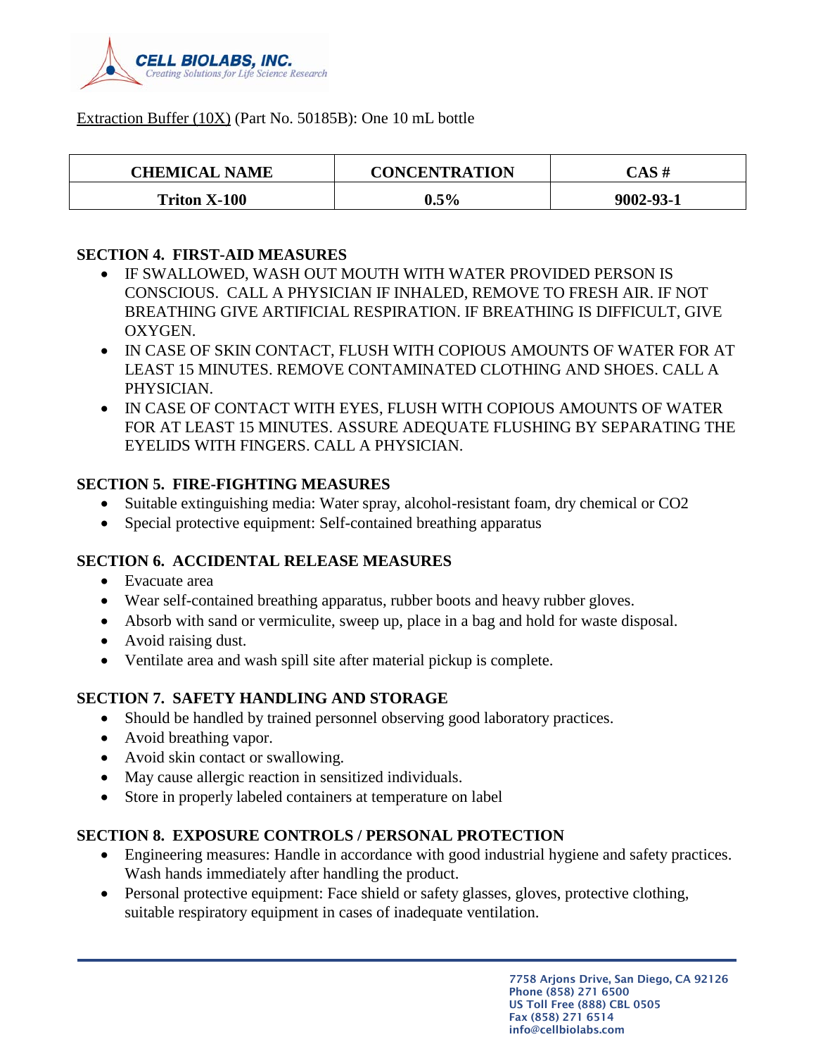Extraction Buffer (10X) (Part No. 50185B): One 10 mL bottle

| CHEMICAL NAME | CONCENTRATION | CAS # |
| --- | --- | --- |
| **Triton X-100** | **0.5%** | **9002-93-1** |

**SECTION 4. FIRST-AID MEASURES**

- IF SWALLOWED, WASH OUT MOUTH WITH WATER PROVIDED PERSON IS CONSCIOUS. CALL A PHYSICIAN IF INHALED, REMOVE TO FRESH AIR. IF NOT BREATHING GIVE ARTIFICIAL RESPIRATION. IF BREATHING IS DIFFICULT, GIVE OXYGEN.
- IN CASE OF SKIN CONTACT, FLUSH WITH COPIOUS AMOUNTS OF WATER FOR AT LEAST 15 MINUTES. REMOVE CONTAMINATED CLOTHING AND SHOES. CALL A PHYSICIAN.
- IN CASE OF CONTACT WITH EYES, FLUSH WITH COPIOUS AMOUNTS OF WATER FOR AT LEAST 15 MINUTES. ASSURE ADEQUATE FLUSHING BY SEPARATING THE EYELIDS WITH FINGERS. CALL A PHYSICIAN.

**SECTION 5. FIRE-FIGHTING MEASURES**

- Suitable extinguishing media: Water spray, alcohol-resistant foam, dry chemical or $CO_2$
- Special protective equipment: Self-contained breathing apparatus

**SECTION 6. ACCIDENTAL RELEASE MEASURES**

- Evacuate area
- Wear self-contained breathing apparatus, rubber boots and heavy rubber gloves.
- Absorb with sand or vermiculite, sweep up, place in a bag and hold for waste disposal.
- Avoid raising dust.
- Ventilate area and wash spill site after material pickup is complete.

**SECTION 7. SAFETY HANDLING AND STORAGE**

- Should be handled by trained personnel observing good laboratory practices.
- Avoid breathing vapor.
- Avoid skin contact or swallowing.
- May cause allergic reaction in sensitized individuals.
- Store in properly labeled containers at temperature on label

**SECTION 8. EXPOSURE CONTROLS / PERSONAL PROTECTION**

- Engineering measures: Handle in accordance with good industrial hygiene and safety practices. Wash hands immediately after handling the product.
- Personal protective equipment: Face shield or safety glasses, gloves, protective clothing, suitable respiratory equipment in cases of inadequate ventilation.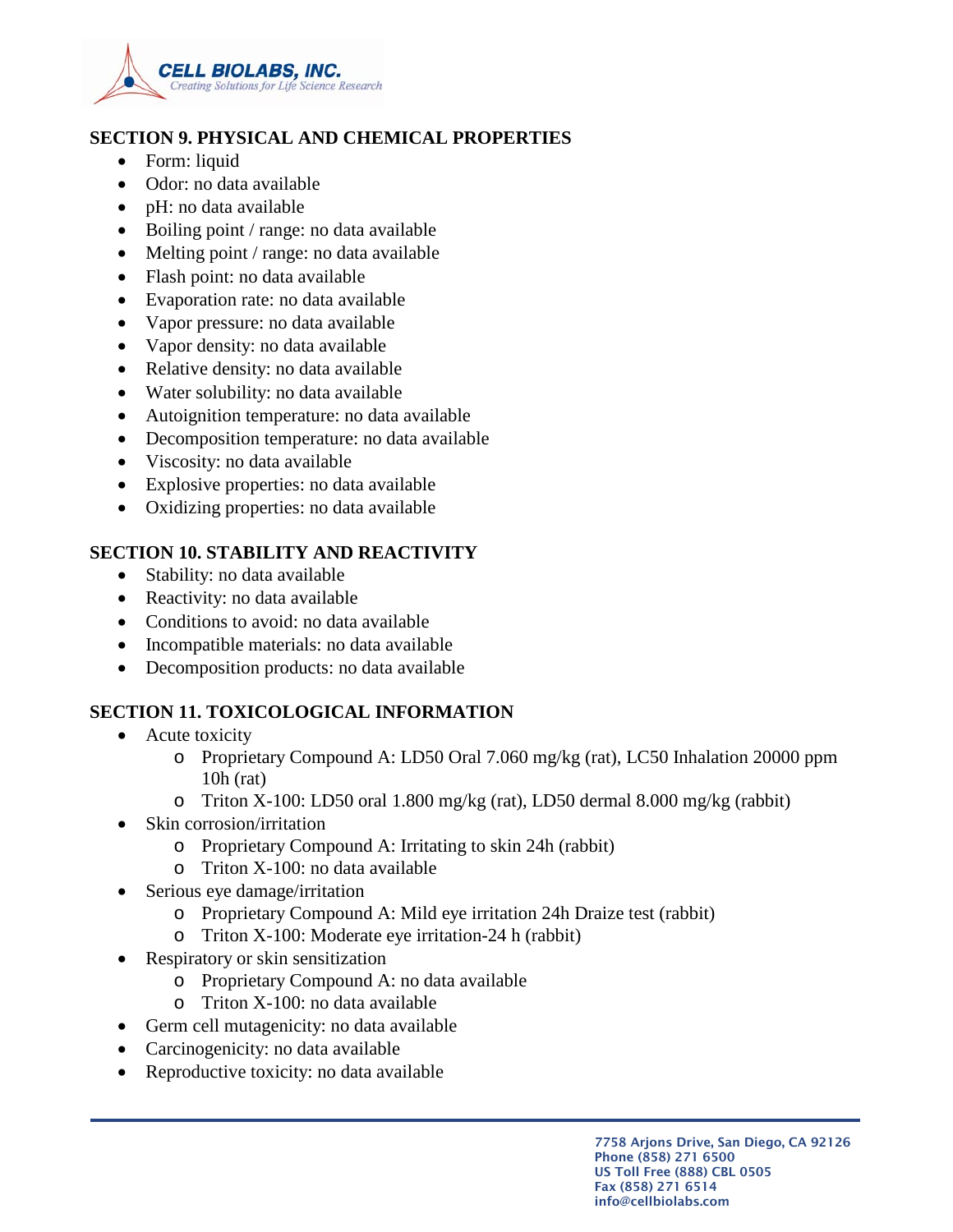## SECTION 9. PHYSICAL AND CHEMICAL PROPERTIES

- Form: liquid
- Odor: no data available
- pH: no data available
- Boiling point / range: no data available
- Melting point / range: no data available
- Flash point: no data available
- Evaporation rate: no data available
- Vapor pressure: no data available
- Vapor density: no data available
- Relative density: no data available
- Water solubility: no data available
- Autoignition temperature: no data available
- Decomposition temperature: no data available
- Viscosity: no data available
- Explosive properties: no data available
- Oxidizing properties: no data available

## SECTION 10. STABILITY AND REACTIVITY

- Stability: no data available
- Reactivity: no data available
- Conditions to avoid: no data available
- Incompatible materials: no data available
- Decomposition products: no data available

## SECTION 11. TOXICOLOGICAL INFORMATION

- Acute toxicity
  - Proprietary Compound A: LD50 Oral 7.060 mg/kg (rat), LC50 Inhalation 20000 ppm 10h (rat)
  - Triton X-100: LD50 oral 1.800 mg/kg (rat), LD50 dermal 8.000 mg/kg (rabbit)
- Skin corrosion/irritation
  - Proprietary Compound A: Irritating to skin 24h (rabbit)
  - Triton X-100: no data available
- Serious eye damage/irritation
  - Proprietary Compound A: Mild eye irritation 24h Draize test (rabbit)
  - Triton X-100: Moderate eye irritation-24 h (rabbit)
- Respiratory or skin sensitization
  - Proprietary Compound A: no data available
  - Triton X-100: no data available
- Germ cell mutagenicity: no data available
- Carcinogenicity: no data available
- Reproductive toxicity: no data available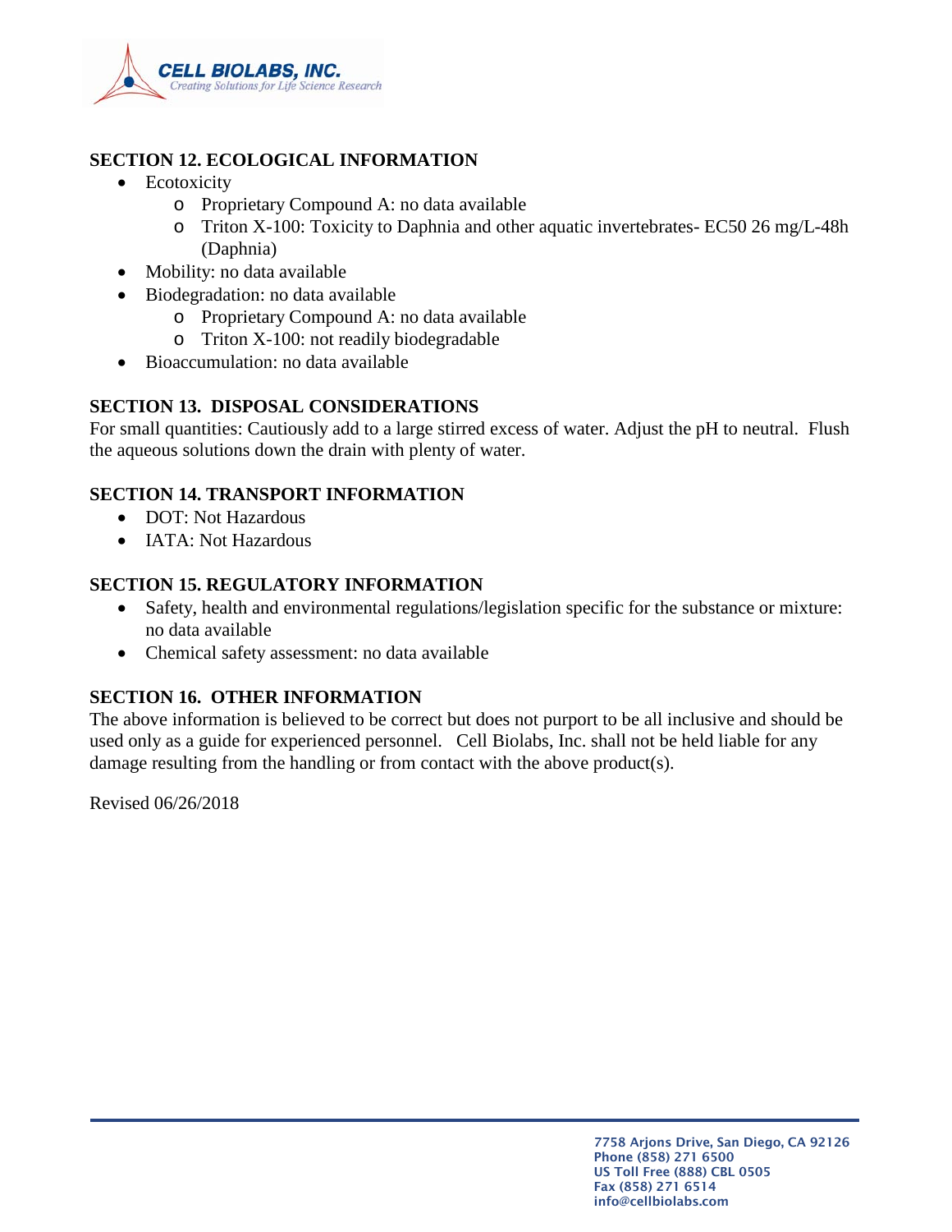## SECTION 12. ECOLOGICAL INFORMATION

- Ecotoxicity
  - Proprietary Compound A: no data available
  - Triton X-100: Toxicity to Daphnia and other aquatic invertebrates- EC50 26 mg/L-48h (Daphnia)
- Mobility: no data available
- Biodegradation: no data available
  - Proprietary Compound A: no data available
  - Triton X-100: not readily biodegradable
- Bioaccumulation: no data available

## SECTION 13. DISPOSAL CONSIDERATIONS

For small quantities: Cautiously add to a large stirred excess of water. Adjust the pH to neutral. Flush the aqueous solutions down the drain with plenty of water.

## SECTION 14. TRANSPORT INFORMATION

- DOT: Not Hazardous
- IATA: Not Hazardous

## SECTION 15. REGULATORY INFORMATION

- Safety, health and environmental regulations/legislation specific for the substance or mixture: no data available
- Chemical safety assessment: no data available

## SECTION 16. OTHER INFORMATION

The above information is believed to be correct but does not purport to be all inclusive and should be used only as a guide for experienced personnel. Cell Biolabs, Inc. shall not be held liable for any damage resulting from the handling or from contact with the above product(s).

Revised 06/26/2018